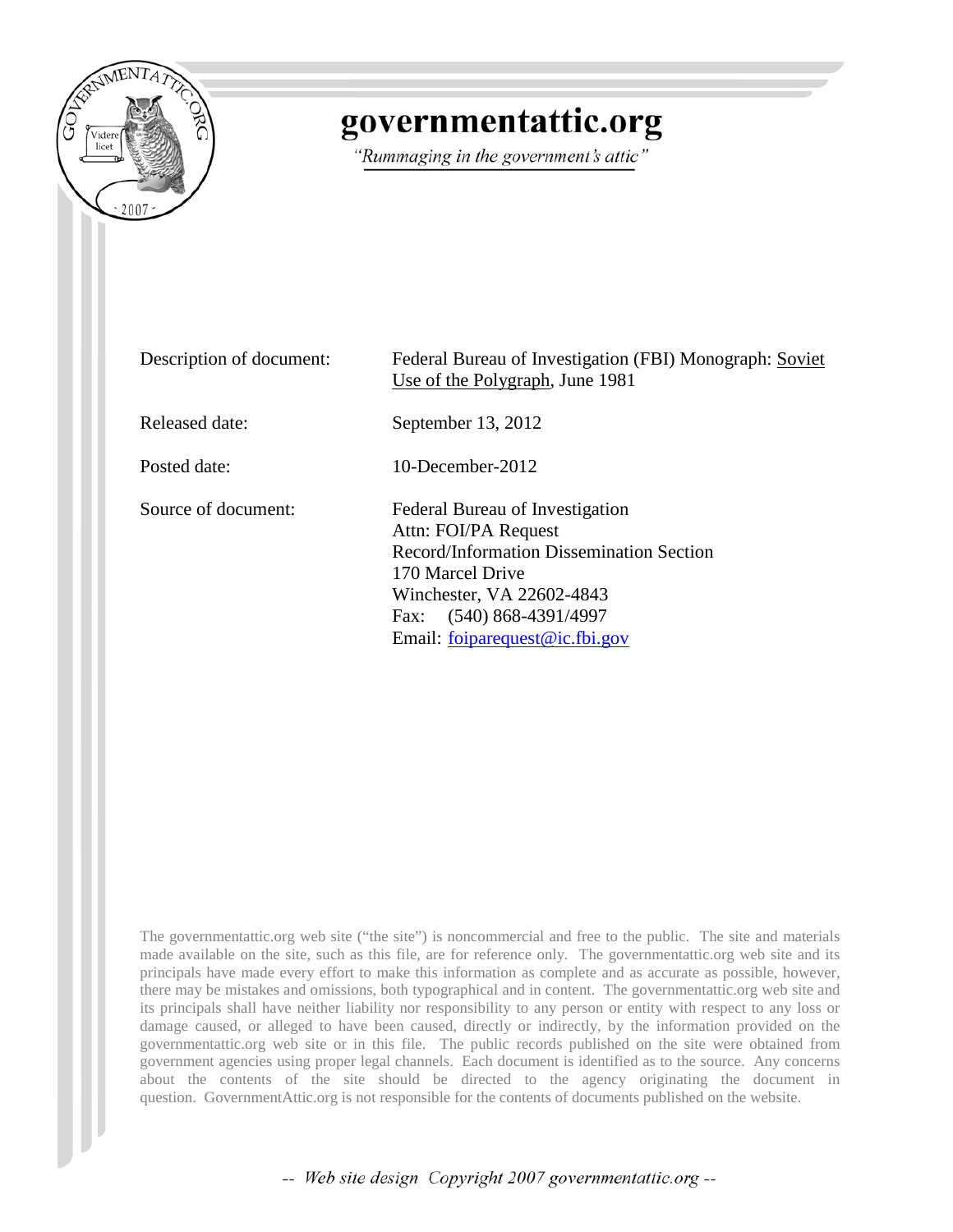# governmentattic.org

*"Rummaging in the government's attic"*

| | |
|---|---|
| Description of document: | Federal Bureau of Investigation (FBI) Monograph: Soviet Use of the Polygraph, June 1981 |
| Released date: | September 13, 2012 |
| Posted date: | 10-December-2012 |
| Source of document: | Federal Bureau of Investigation<br>Attn: FOI/PA Request<br>Record/Information Dissemination Section<br>170 Marcel Drive<br>Winchester, VA 22602-4843<br>Fax: (540) 868-4391/4997<br>Email: foiparequest@ic.fbi.gov |

The governmentattic.org web site ("the site") is noncommercial and free to the public. The site and materials made available on the site, such as this file, are for reference only. The governmentattic.org web site and its principals have made every effort to make this information as complete and as accurate as possible, however, there may be mistakes and omissions, both typographical and in content. The governmentattic.org web site and its principals shall have neither liability nor responsibility to any person or entity with respect to any loss or damage caused, or alleged to have been caused, directly or indirectly, by the information provided on the governmentattic.org web site or in this file. The public records published on the site were obtained from government agencies using proper legal channels. Each document is identified as to the source. Any concerns about the contents of the site should be directed to the agency originating the document in question. GovernmentAttic.org is not responsible for the contents of documents published on the website.

*-- Web site design Copyright 2007 governmentattic.org --*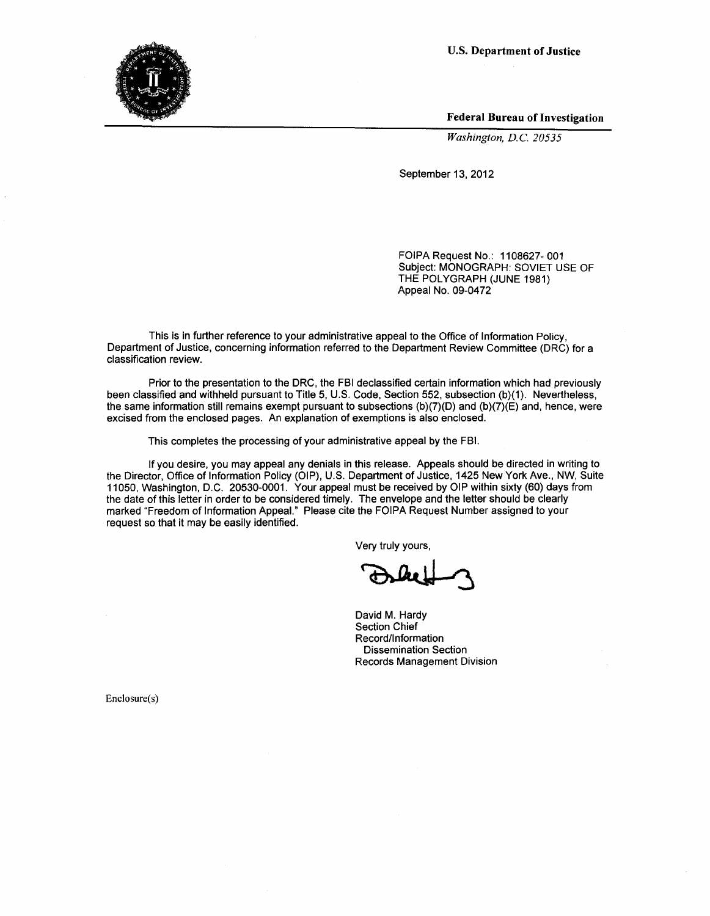U.S. Department of Justice

Federal Bureau of Investigation

*Washington, D.C. 20535*

September 13, 2012

FOIPA Request No.: 1108627- 001
Subject: MONOGRAPH: SOVIET USE OF THE POLYGRAPH (JUNE 1981)
Appeal No. 09-0472

This is in further reference to your administrative appeal to the Office of Information Policy, Department of Justice, concerning information referred to the Department Review Committee (DRC) for a classification review.

Prior to the presentation to the DRC, the FBI declassified certain information which had previously been classified and withheld pursuant to Title 5, U.S. Code, Section 552, subsection (b)(1). Nevertheless, the same information still remains exempt pursuant to subsections (b)(7)(D) and (b)(7)(E) and, hence, were excised from the enclosed pages. An explanation of exemptions is also enclosed.

This completes the processing of your administrative appeal by the FBI.

If you desire, you may appeal any denials in this release. Appeals should be directed in writing to the Director, Office of Information Policy (OIP), U.S. Department of Justice, 1425 New York Ave., NW, Suite 11050, Washington, D.C. 20530-0001. Your appeal must be received by OIP within sixty (60) days from the date of this letter in order to be considered timely. The envelope and the letter should be clearly marked "Freedom of Information Appeal." Please cite the FOIPA Request Number assigned to your request so that it may be easily identified.

Very truly yours,

David M. Hardy
Section Chief
Record/Information
Dissemination Section
Records Management Division

Enclosure(s)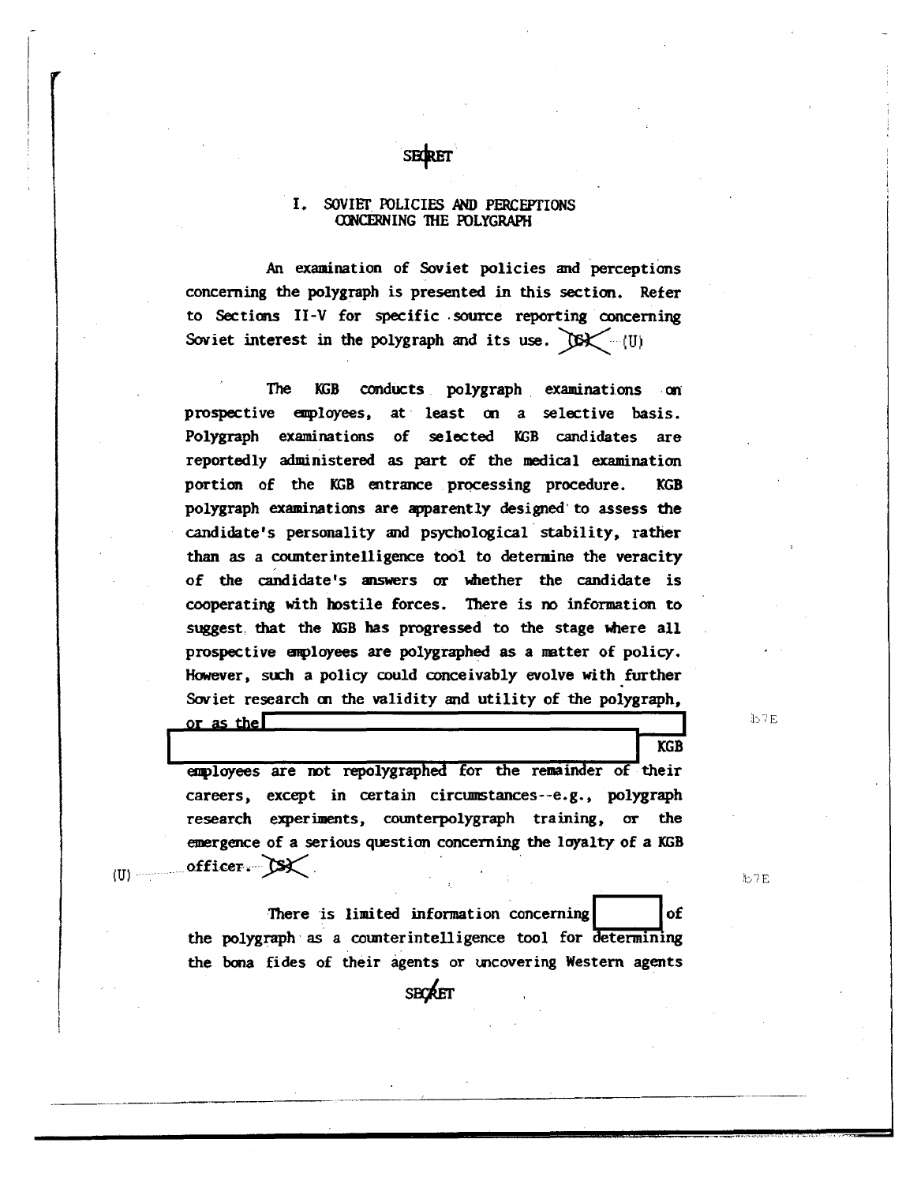SECRET

## I. SOVIET POLICIES AND PERCEPTIONS CONCERNING THE POLYGRAPH

An examination of Soviet policies and perceptions concerning the polygraph is presented in this section. Refer to Sections II-V for specific source reporting concerning Soviet interest in the polygraph and its use. ~~(S)~~ (U)

The KGB conducts polygraph examinations on prospective employees, at least on a selective basis. Polygraph examinations of selected KGB candidates are reportedly administered as part of the medical examination portion of the KGB entrance processing procedure. KGB polygraph examinations are apparently designed to assess the candidate's personality and psychological stability, rather than as a counterintelligence tool to determine the veracity of the candidate's answers or whether the candidate is cooperating with hostile forces. There is no information to suggest that the KGB has progressed to the stage where all prospective employees are polygraphed as a matter of policy. However, such a policy could conceivably evolve with further Soviet research on the validity and utility of the polygraph, or as the [REDACTED] KGB employees are not repolygraphed for the remainder of their careers, except in certain circumstances--e.g., polygraph research experiments, counterpolygraph training, or the emergence of a serious question concerning the loyalty of a KGB officer. ~~(S)~~ (U)

b7E

b7E

There is limited information concerning [REDACTED] of the polygraph as a counterintelligence tool for determining the bona fides of their agents or uncovering Western agents

SECRET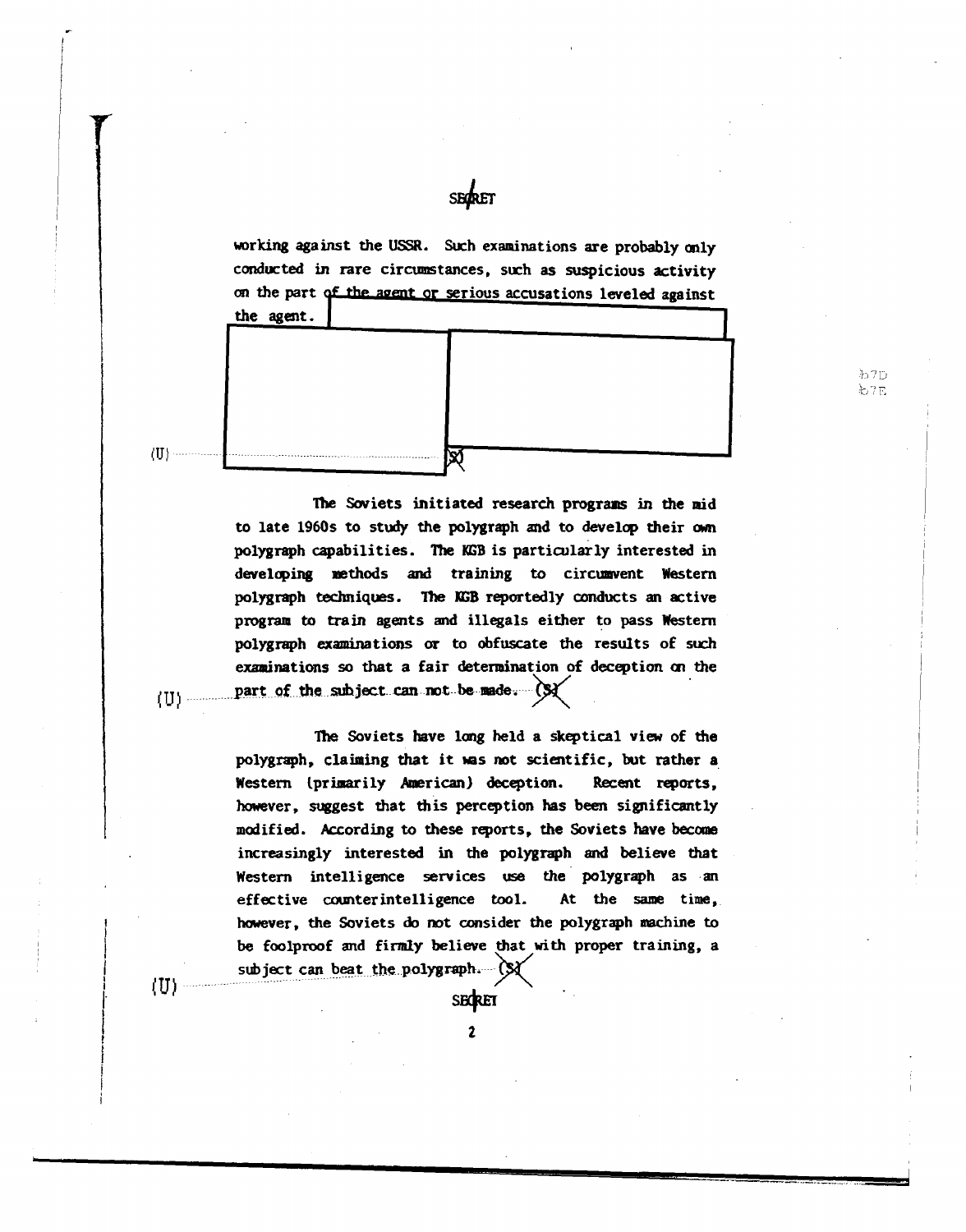SECRET

working against the USSR. Such examinations are probably only conducted in rare circumstances, such as suspicious activity on the part of the agent or serious accusations leveled against the agent.

b7D
b7E

(U) (S)

The Soviets initiated research programs in the mid to late 1960s to study the polygraph and to develop their own polygraph capabilities. The KGB is particularly interested in developing methods and training to circumvent Western polygraph techniques. The KGB reportedly conducts an active program to train agents and illegals either to pass Western polygraph examinations or to obfuscate the results of such examinations so that a fair determination of deception on the part of the subject can not be made. (S)

(U)

The Soviets have long held a skeptical view of the polygraph, claiming that it was not scientific, but rather a Western (primarily American) deception. Recent reports, however, suggest that this perception has been significantly modified. According to these reports, the Soviets have become increasingly interested in the polygraph and believe that Western intelligence services use the polygraph as an effective counterintelligence tool. At the same time, however, the Soviets do not consider the polygraph machine to be foolproof and firmly believe that with proper training, a subject can beat the polygraph. (S)

(U)

SECRET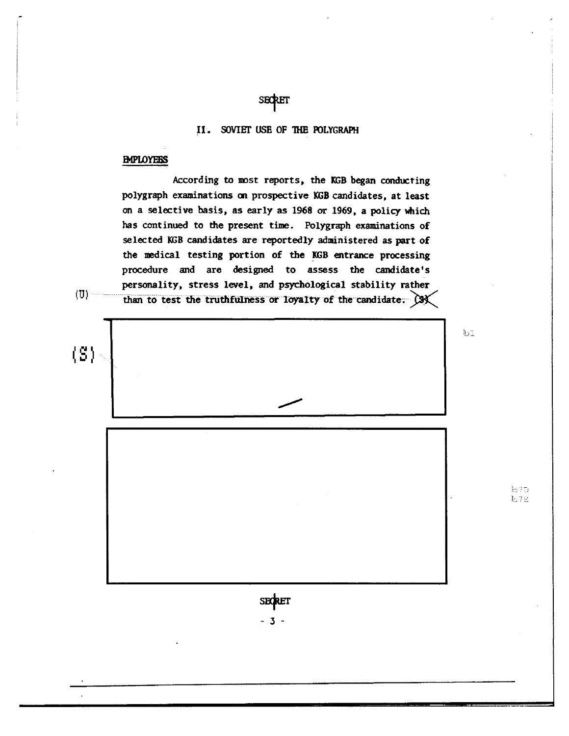SECRET

## II. SOVIET USE OF THE POLYGRAPH

### EMPLOYEES

(U) According to most reports, the KGB began conducting polygraph examinations on prospective KGB candidates, at least on a selective basis, as early as 1968 or 1969, a policy which has continued to the present time. Polygraph examinations of selected KGB candidates are reportedly administered as part of the medical testing portion of the KGB entrance processing procedure and are designed to assess the candidate's personality, stress level, and psychological stability rather than to test the truthfulness or loyalty of the candidate. ~~(S)~~

(S) [redacted] b1

[redacted] b7D b7E

SECRET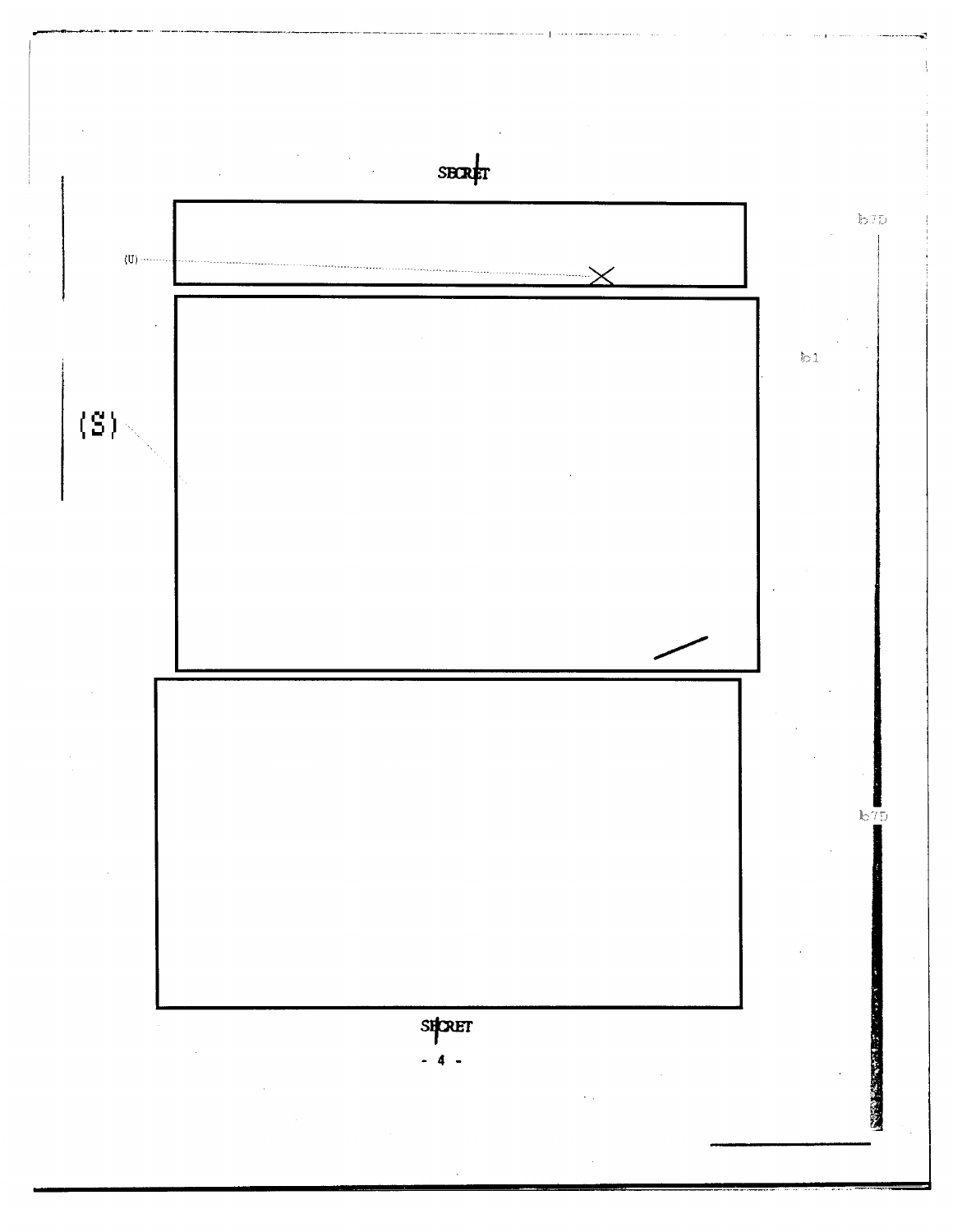SECRET

(U)

b7D

(S)

b1

b7D

SECRET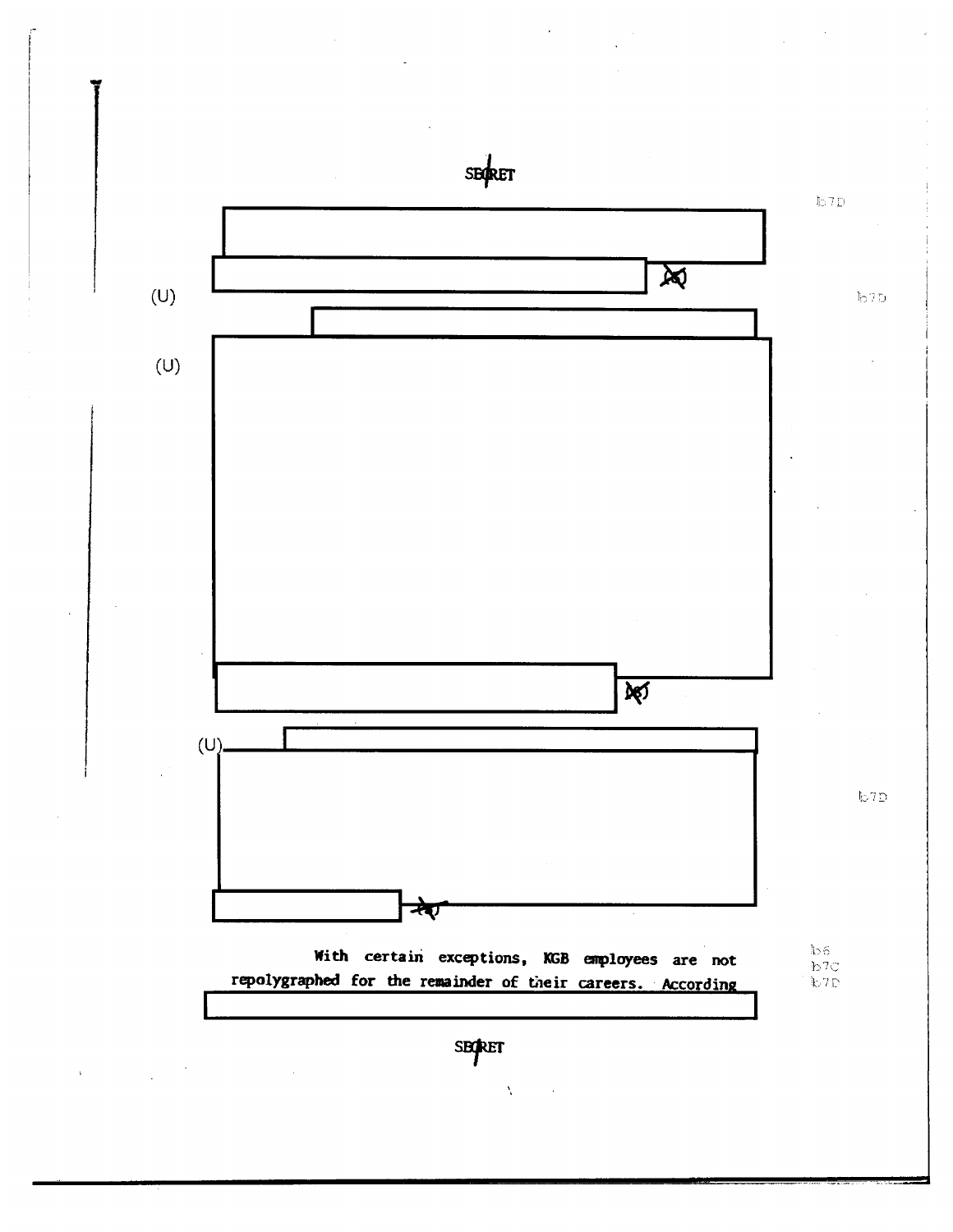SECRET

(U)

(U)

(S)

(U)

(S)

With certain exceptions, KGB employees are not repolygraphed for the remainder of their careers. According

SECRET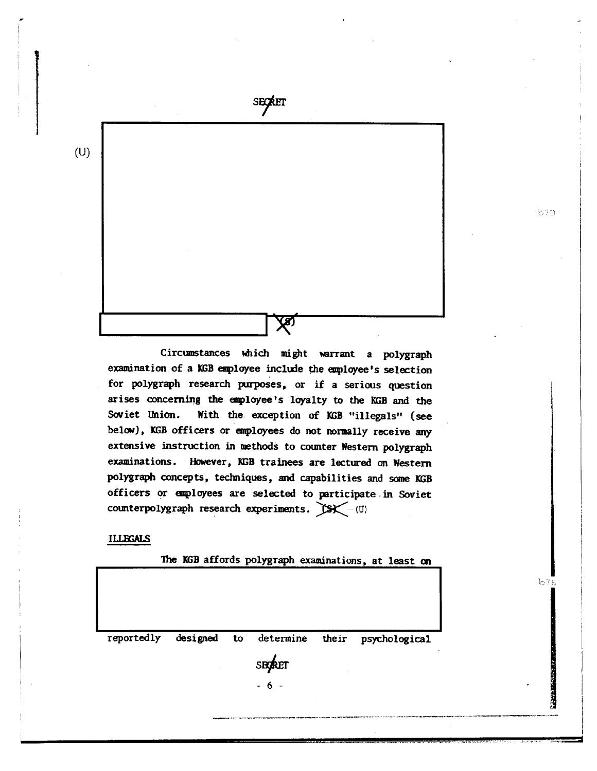SECRET

(U)

(S)

Circumstances which might warrant a polygraph examination of a KGB employee include the employee's selection for polygraph research purposes, or if a serious question arises concerning the employee's loyalty to the KGB and the Soviet Union. With the exception of KGB "illegals" (see below), KGB officers or employees do not normally receive any extensive instruction in methods to counter Western polygraph examinations. However, KGB trainees are lectured on Western polygraph concepts, techniques, and capabilities and some KGB officers or employees are selected to participate in Soviet counterpolygraph research experiments. (S) (U)

## ILLEGALS

The KGB affords polygraph examinations, at least on

reportedly designed to determine their psychological

SECRET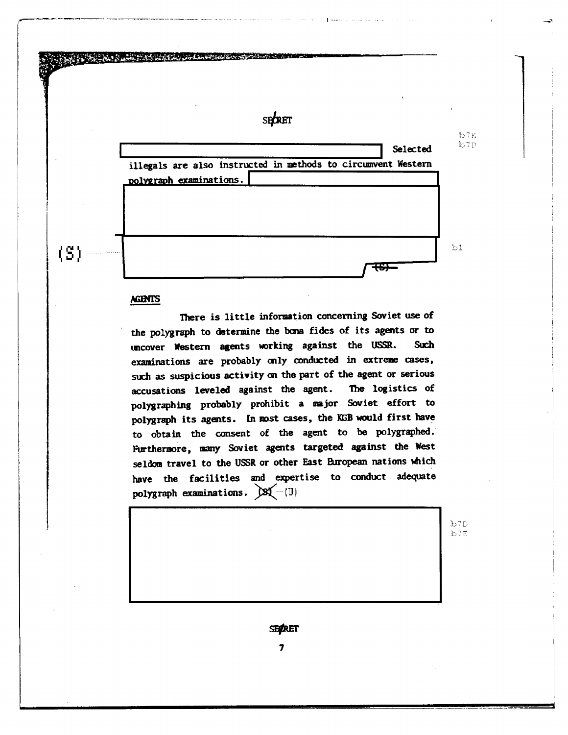SECRET

[redacted] Selected illegals are also instructed in methods to circumvent Western polygraph examinations. [redacted]

(S) [redacted] (S)

b7E b7D b1

**AGENTS**

There is little information concerning Soviet use of the polygraph to determine the bona fides of its agents or to uncover Western agents working against the USSR. Such examinations are probably only conducted in extreme cases, such as suspicious activity on the part of the agent or serious accusations leveled against the agent. The logistics of polygraphing probably prohibit a major Soviet effort to polygraph its agents. In most cases, the KGB would first have to obtain the consent of the agent to be polygraphed. Furthermore, many Soviet agents targeted against the West seldom travel to the USSR or other East European nations which have the facilities and expertise to conduct adequate polygraph examinations. ~~(S)~~ (U)

[redacted]

b7D b7E

SECRET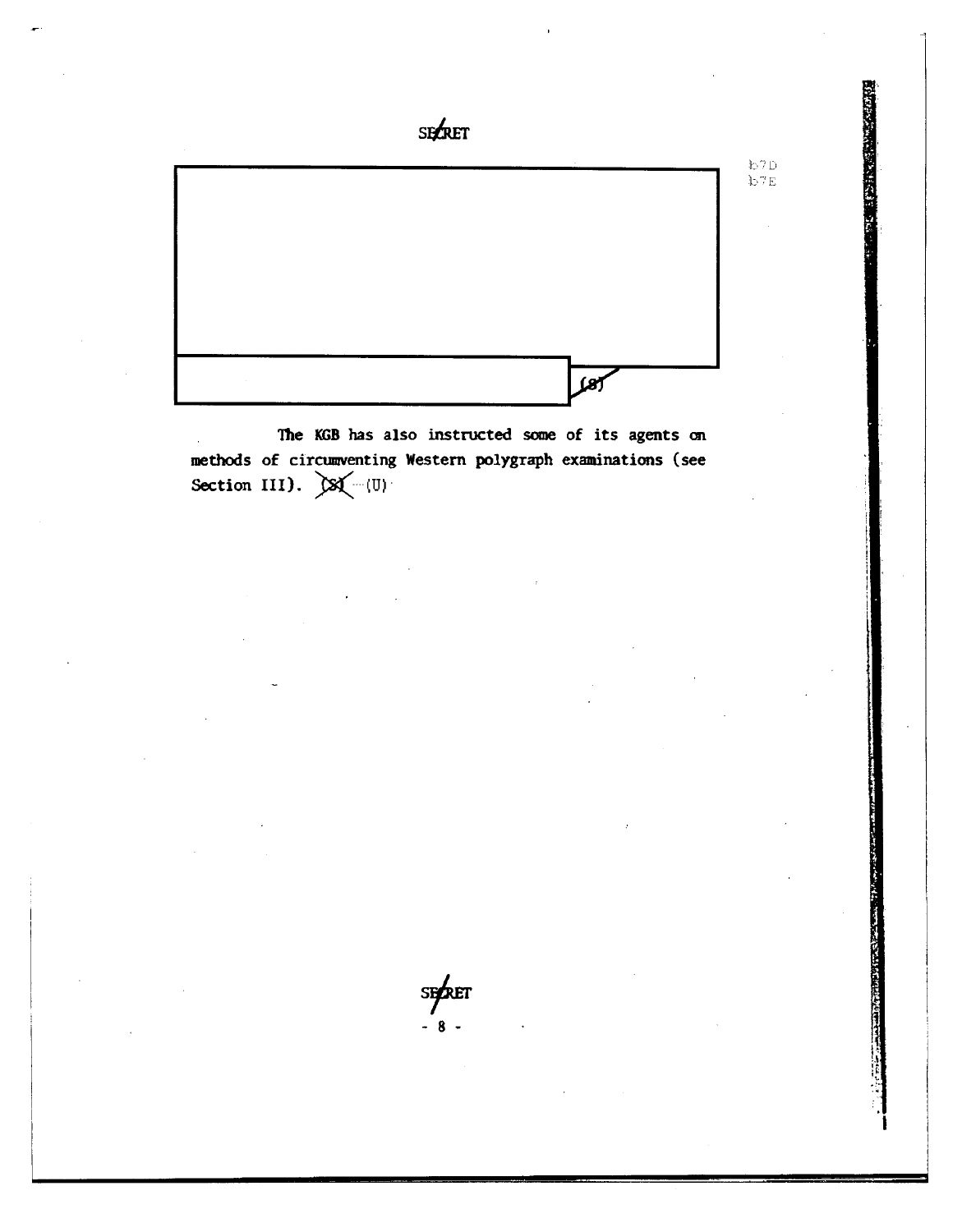SECRET

b7D
b7E

(S)

The KGB has also instructed some of its agents on methods of circumventing Western polygraph examinations (see Section III). (S) (U)

SECRET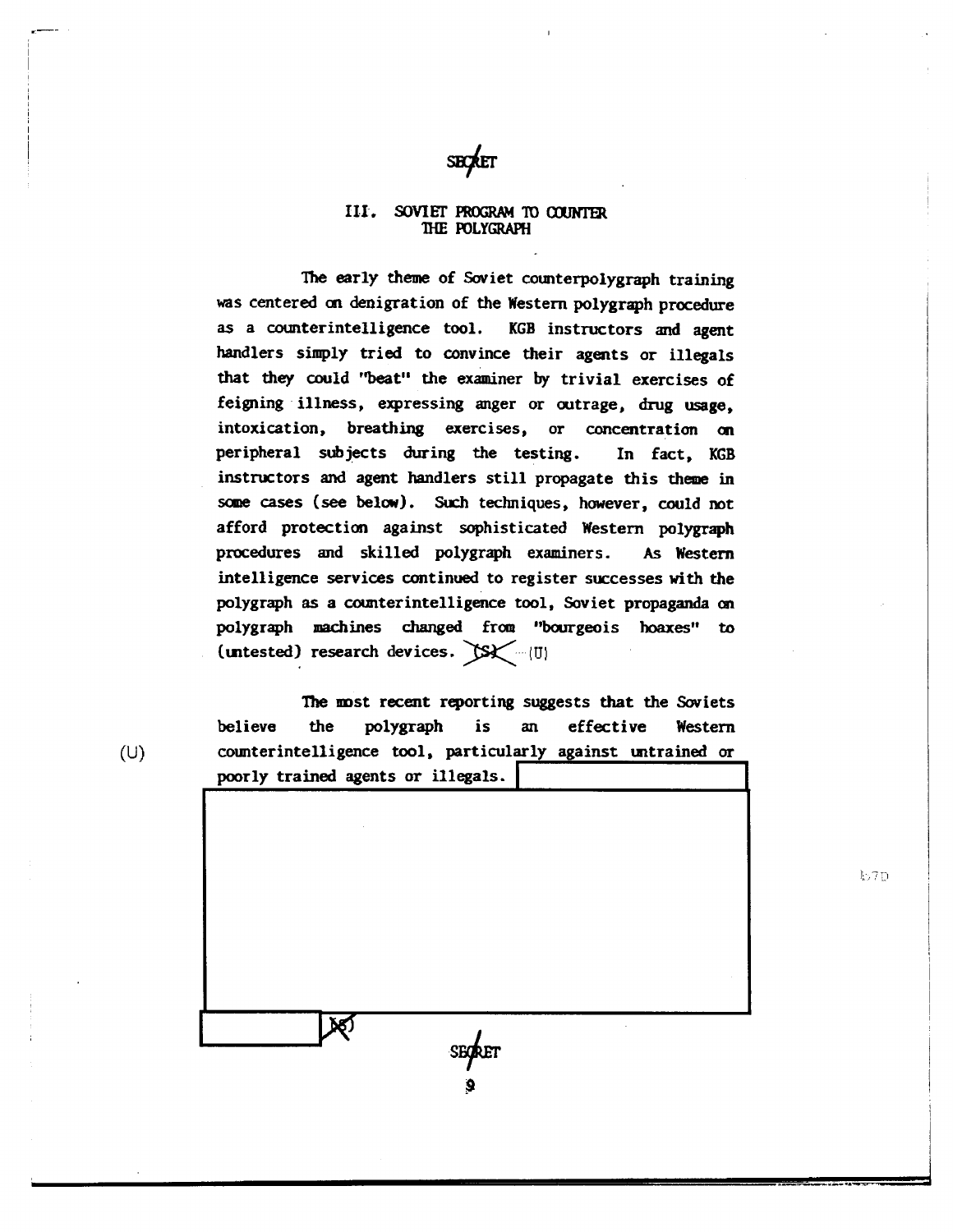SECRET

## III. SOVIET PROGRAM TO COUNTER THE POLYGRAPH

The early theme of Soviet counterpolygraph training was centered on denigration of the Western polygraph procedure as a counterintelligence tool. KGB instructors and agent handlers simply tried to convince their agents or illegals that they could "beat" the examiner by trivial exercises of feigning illness, expressing anger or outrage, drug usage, intoxication, breathing exercises, or concentration on peripheral subjects during the testing. In fact, KGB instructors and agent handlers still propagate this theme in some cases (see below). Such techniques, however, could not afford protection against sophisticated Western polygraph procedures and skilled polygraph examiners. As Western intelligence services continued to register successes with the polygraph as a counterintelligence tool, Soviet propaganda on polygraph machines changed from "bourgeois hoaxes" to (untested) research devices. ~~(S)~~ (U)

(U) The most recent reporting suggests that the Soviets believe the polygraph is an effective Western counterintelligence tool, particularly against untrained or poorly trained agents or illegals.

b7D

~~(S)~~

SECRET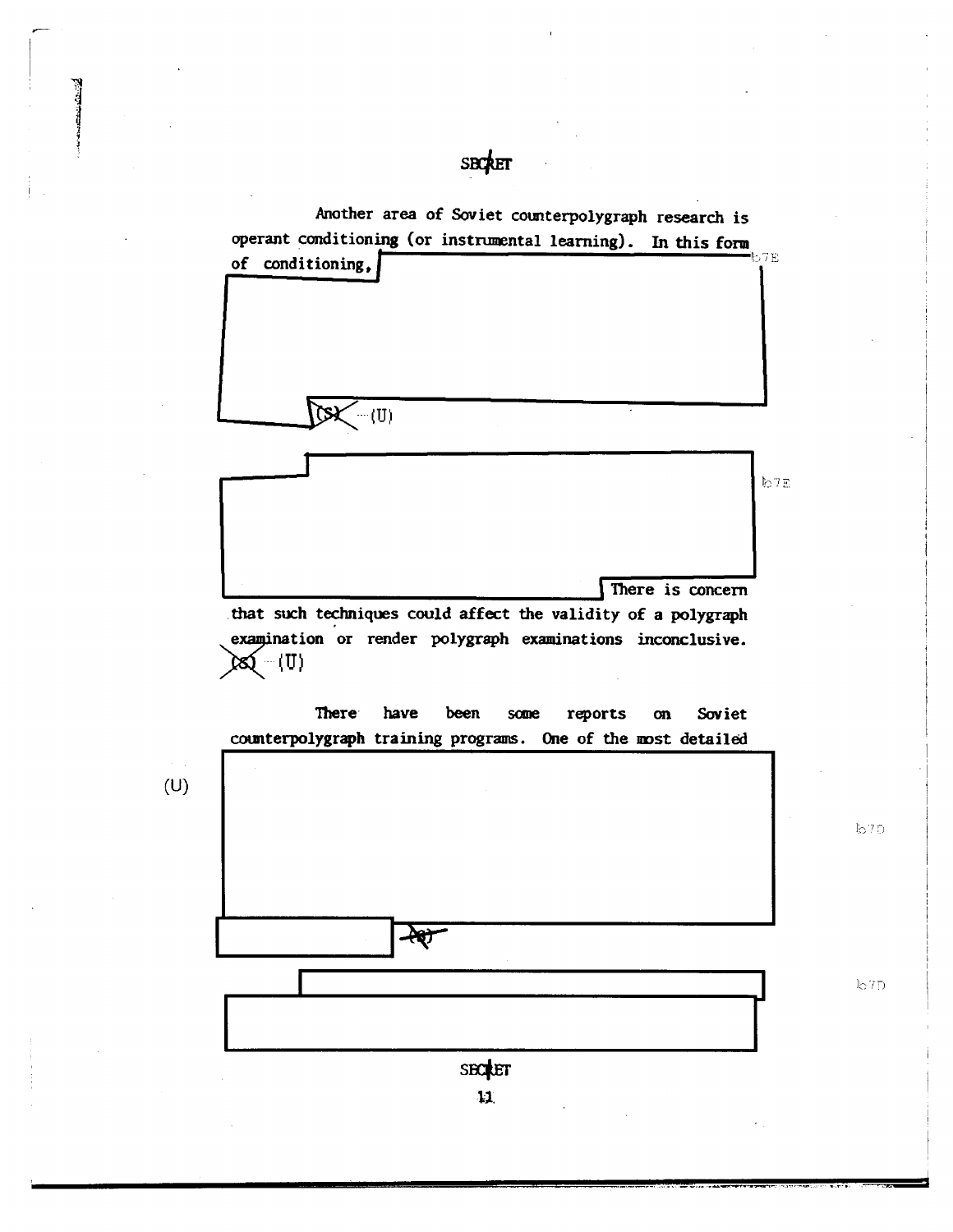Another area of Soviet counterpolygraph research is operant conditioning (or instrumental learning). In this form of conditioning, [REDACTED] b7E

~~(S)~~ (U)

[REDACTED] b7E

There is concern that such techniques could affect the validity of a polygraph examination or render polygraph examinations inconclusive. ~~(S)~~ (U)

There have been some reports on Soviet counterpolygraph training programs. One of the most detailed

(U) [REDACTED] b7D

[REDACTED] ~~(S)~~

[REDACTED] b7D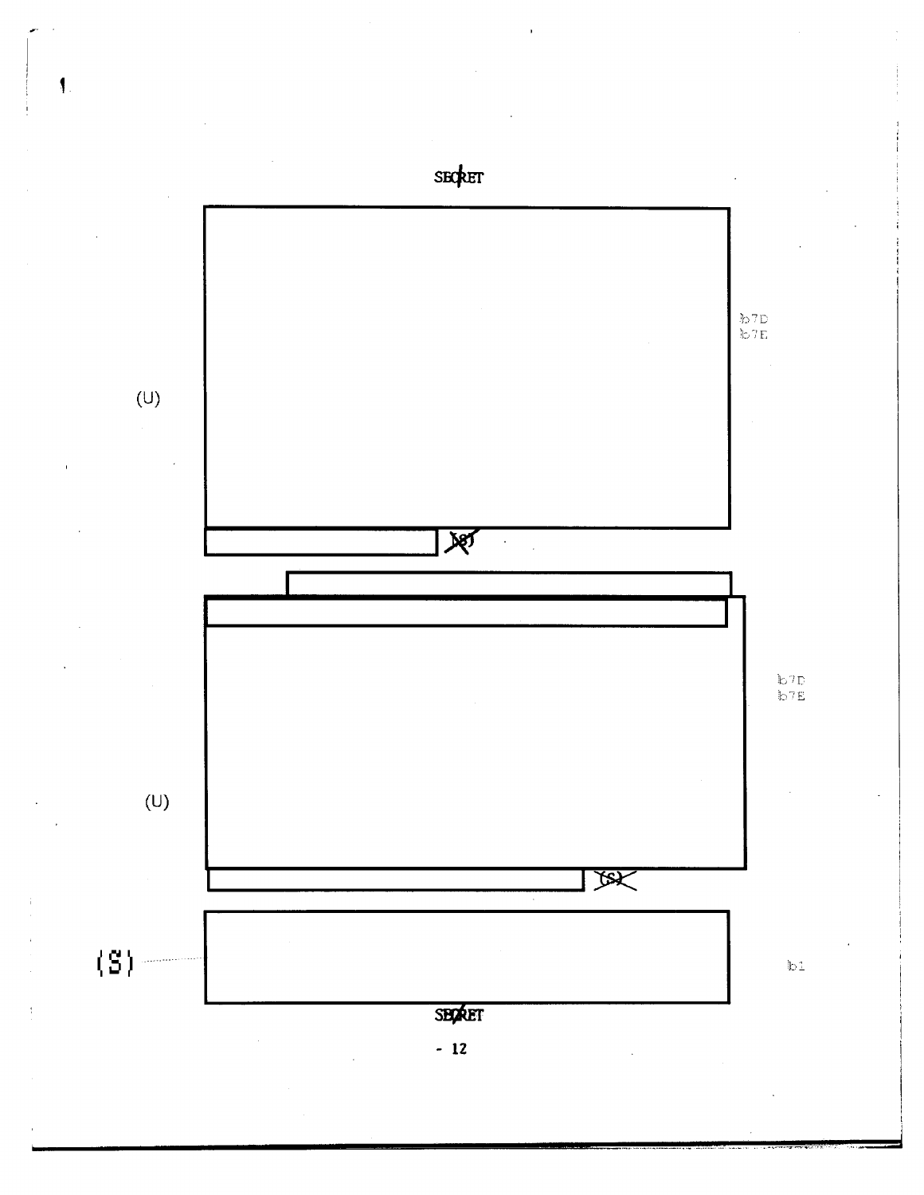SECRET

(U)

b7D
b7E

(S)

(U)

b7D
b7E

(S)

(S)

b1

SECRET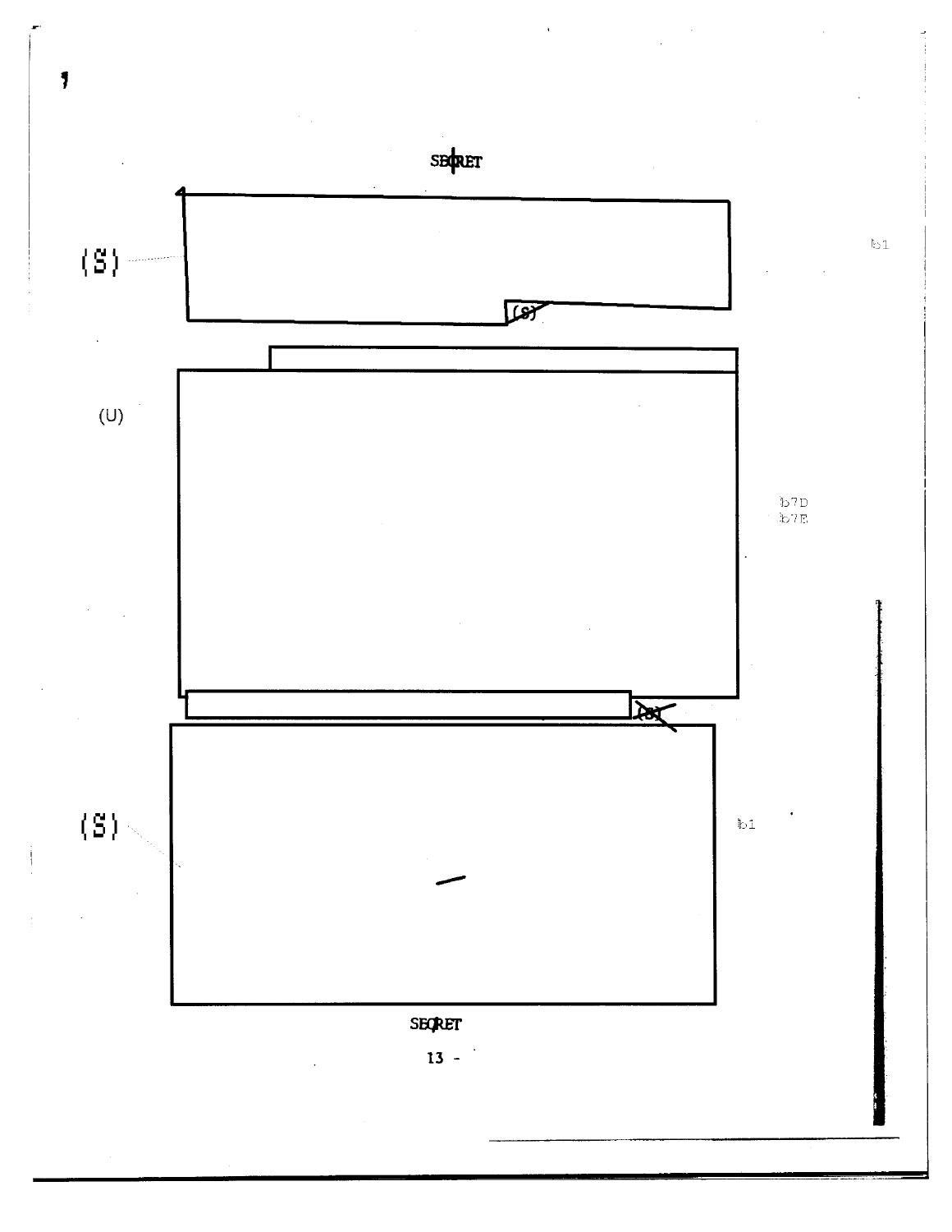SECRET

(S)

(S)

b1

(U)

b7D
b7E

(S)

(S)

b1

SECRET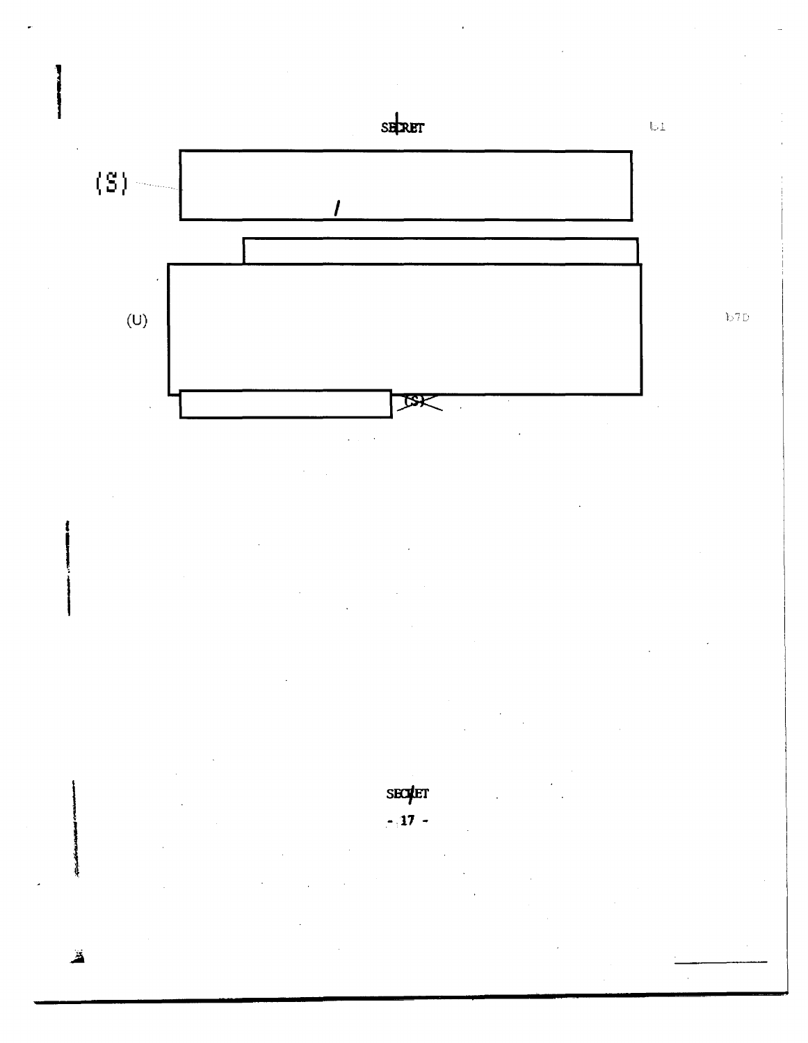SECRET

b1

(S)

(U)

b7D

(S)

SECRET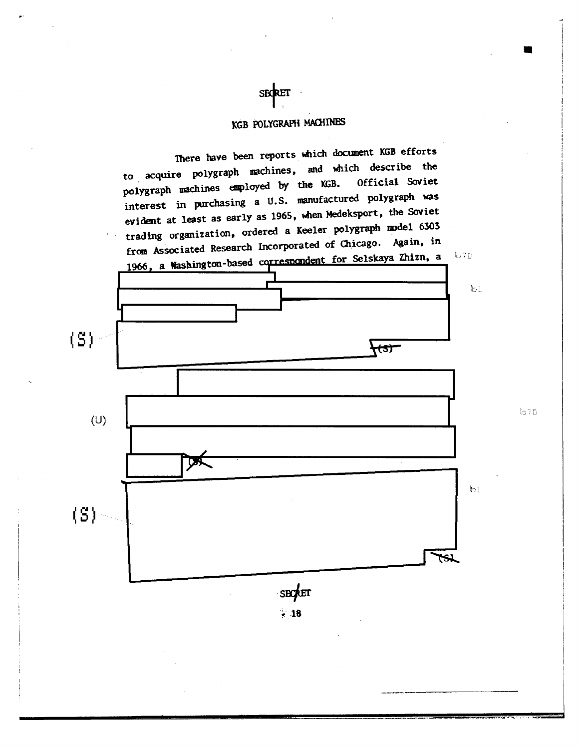SECRET

## KGB POLYGRAPH MACHINES

There have been reports which document KGB efforts to acquire polygraph machines, and which describe the polygraph machines employed by the KGB. Official Soviet interest in purchasing a U.S. manufactured polygraph was evident at least as early as 1965, when Medeksport, the Soviet trading organization, ordered a Keeler polygraph model 6303 from Associated Research Incorporated of Chicago. Again, in 1966, a Washington-based correspondent for Selskaya Zhizn, a

b7D

b1

(S)

(S)

(U)

b7D

(S)

b1

(S)

(S)

SECRET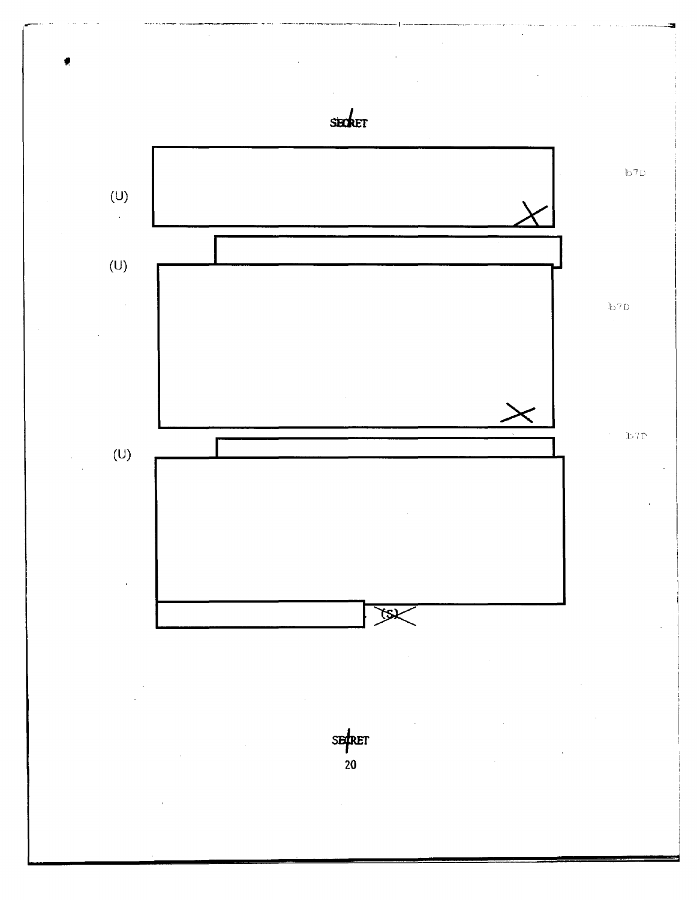SECRET

(U)

b7D

(U)

b7D

b7D

(U)

(S)

SECRET